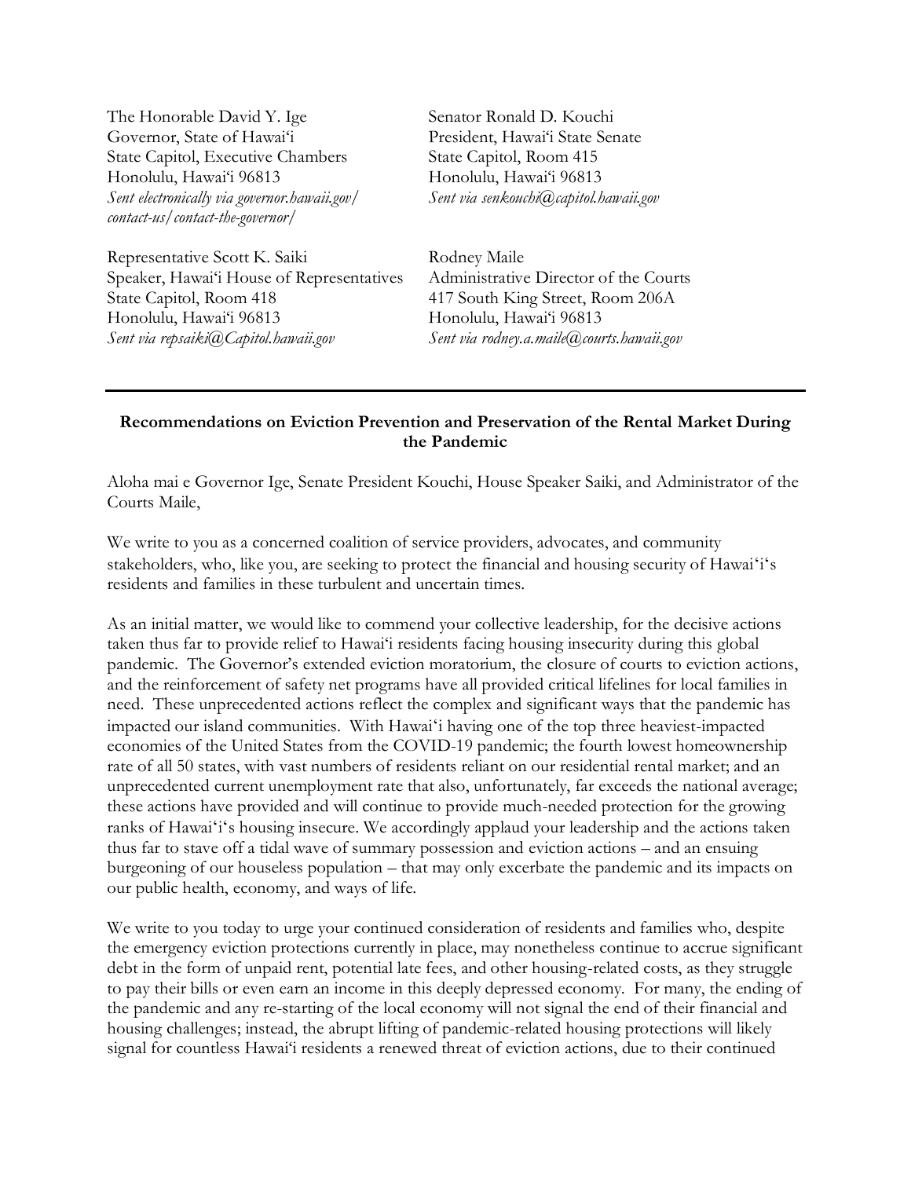The Honorable David Y. Ige
Governor, State of Hawaiʻi
State Capitol, Executive Chambers
Honolulu, Hawaiʻi 96813
*Sent electronically via governor.hawaii.gov/contact-us/contact-the-governor/*

Senator Ronald D. Kouchi
President, Hawaiʻi State Senate
State Capitol, Room 415
Honolulu, Hawaiʻi 96813
*Sent via senkouchi@capitol.hawaii.gov*

Representative Scott K. Saiki
Speaker, Hawaiʻi House of Representatives
State Capitol, Room 418
Honolulu, Hawaiʻi 96813
*Sent via repsaiki@Capitol.hawaii.gov*

Rodney Maile
Administrative Director of the Courts
417 South King Street, Room 206A
Honolulu, Hawaiʻi 96813
*Sent via rodney.a.maile@courts.hawaii.gov*

---

**Recommendations on Eviction Prevention and Preservation of the Rental Market During the Pandemic**

Aloha mai e Governor Ige, Senate President Kouchi, House Speaker Saiki, and Administrator of the Courts Maile,

We write to you as a concerned coalition of service providers, advocates, and community stakeholders, who, like you, are seeking to protect the financial and housing security of Hawaiʻi's residents and families in these turbulent and uncertain times.

As an initial matter, we would like to commend your collective leadership, for the decisive actions taken thus far to provide relief to Hawaiʻi residents facing housing insecurity during this global pandemic. The Governor's extended eviction moratorium, the closure of courts to eviction actions, and the reinforcement of safety net programs have all provided critical lifelines for local families in need. These unprecedented actions reflect the complex and significant ways that the pandemic has impacted our island communities. With Hawaiʻi having one of the top three heaviest-impacted economies of the United States from the COVID-19 pandemic; the fourth lowest homeownership rate of all 50 states, with vast numbers of residents reliant on our residential rental market; and an unprecedented current unemployment rate that also, unfortunately, far exceeds the national average; these actions have provided and will continue to provide much-needed protection for the growing ranks of Hawaiʻi's housing insecure. We accordingly applaud your leadership and the actions taken thus far to stave off a tidal wave of summary possession and eviction actions – and an ensuing burgeoning of our houseless population – that may only excerbate the pandemic and its impacts on our public health, economy, and ways of life.

We write to you today to urge your continued consideration of residents and families who, despite the emergency eviction protections currently in place, may nonetheless continue to accrue significant debt in the form of unpaid rent, potential late fees, and other housing-related costs, as they struggle to pay their bills or even earn an income in this deeply depressed economy. For many, the ending of the pandemic and any re-starting of the local economy will not signal the end of their financial and housing challenges; instead, the abrupt lifting of pandemic-related housing protections will likely signal for countless Hawaiʻi residents a renewed threat of eviction actions, due to their continued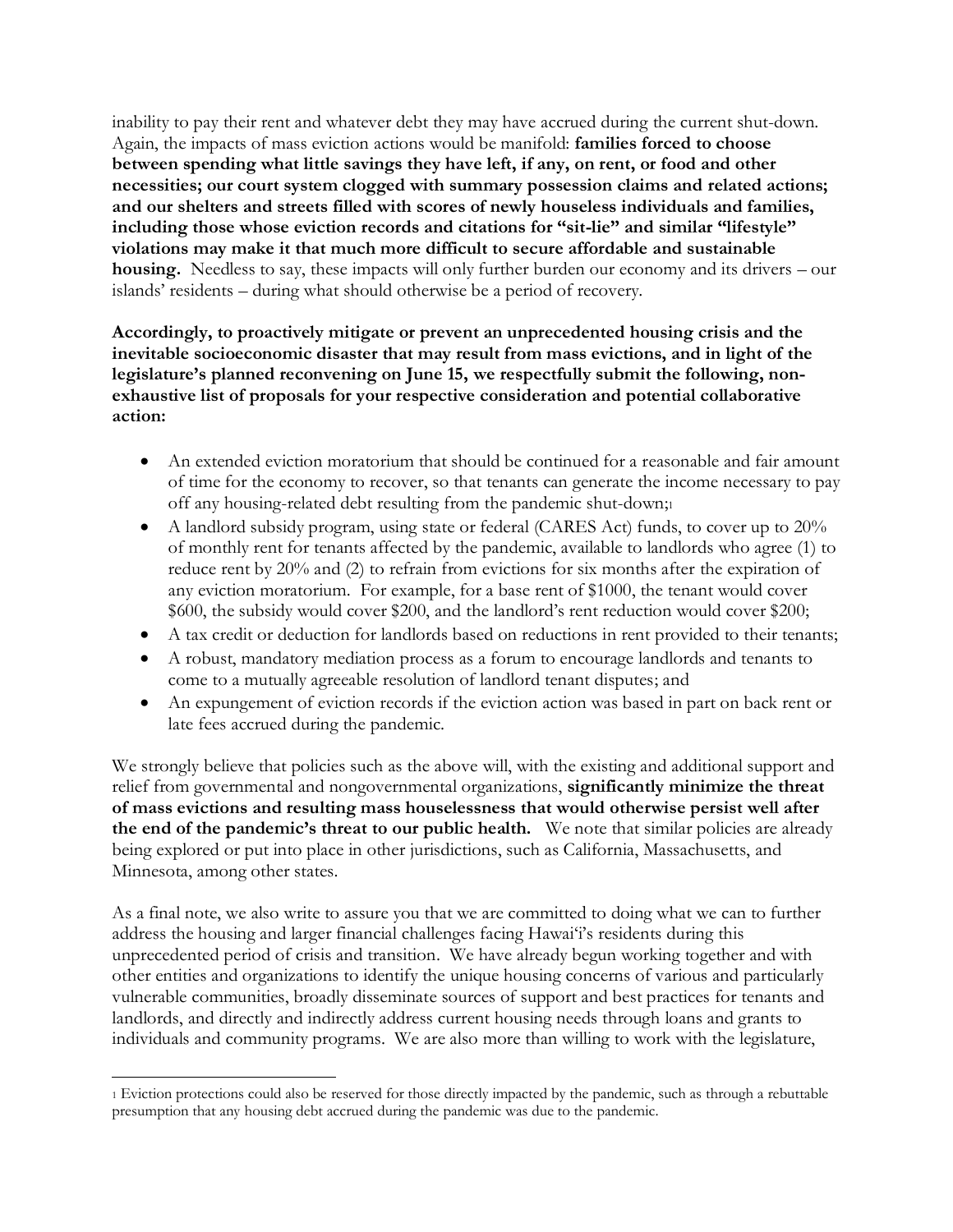inability to pay their rent and whatever debt they may have accrued during the current shut-down. Again, the impacts of mass eviction actions would be manifold: **families forced to choose between spending what little savings they have left, if any, on rent, or food and other necessities; our court system clogged with summary possession claims and related actions; and our shelters and streets filled with scores of newly houseless individuals and families, including those whose eviction records and citations for "sit-lie" and similar "lifestyle" violations may make it that much more difficult to secure affordable and sustainable housing.** Needless to say, these impacts will only further burden our economy and its drivers – our islands' residents – during what should otherwise be a period of recovery.

**Accordingly, to proactively mitigate or prevent an unprecedented housing crisis and the inevitable socioeconomic disaster that may result from mass evictions, and in light of the legislature's planned reconvening on June 15, we respectfully submit the following, non-exhaustive list of proposals for your respective consideration and potential collaborative action:**

- An extended eviction moratorium that should be continued for a reasonable and fair amount of time for the economy to recover, so that tenants can generate the income necessary to pay off any housing-related debt resulting from the pandemic shut-down;[1]
- A landlord subsidy program, using state or federal (CARES Act) funds, to cover up to 20% of monthly rent for tenants affected by the pandemic, available to landlords who agree (1) to reduce rent by 20% and (2) to refrain from evictions for six months after the expiration of any eviction moratorium. For example, for a base rent of $1000, the tenant would cover $600, the subsidy would cover $200, and the landlord's rent reduction would cover $200;
- A tax credit or deduction for landlords based on reductions in rent provided to their tenants;
- A robust, mandatory mediation process as a forum to encourage landlords and tenants to come to a mutually agreeable resolution of landlord tenant disputes; and
- An expungement of eviction records if the eviction action was based in part on back rent or late fees accrued during the pandemic.

We strongly believe that policies such as the above will, with the existing and additional support and relief from governmental and nongovernmental organizations, **significantly minimize the threat of mass evictions and resulting mass houselessness that would otherwise persist well after the end of the pandemic's threat to our public health.** We note that similar policies are already being explored or put into place in other jurisdictions, such as California, Massachusetts, and Minnesota, among other states.

As a final note, we also write to assure you that we are committed to doing what we can to further address the housing and larger financial challenges facing Hawai'i's residents during this unprecedented period of crisis and transition. We have already begun working together and with other entities and organizations to identify the unique housing concerns of various and particularly vulnerable communities, broadly disseminate sources of support and best practices for tenants and landlords, and directly and indirectly address current housing needs through loans and grants to individuals and community programs. We are also more than willing to work with the legislature,

[1] Eviction protections could also be reserved for those directly impacted by the pandemic, such as through a rebuttable presumption that any housing debt accrued during the pandemic was due to the pandemic.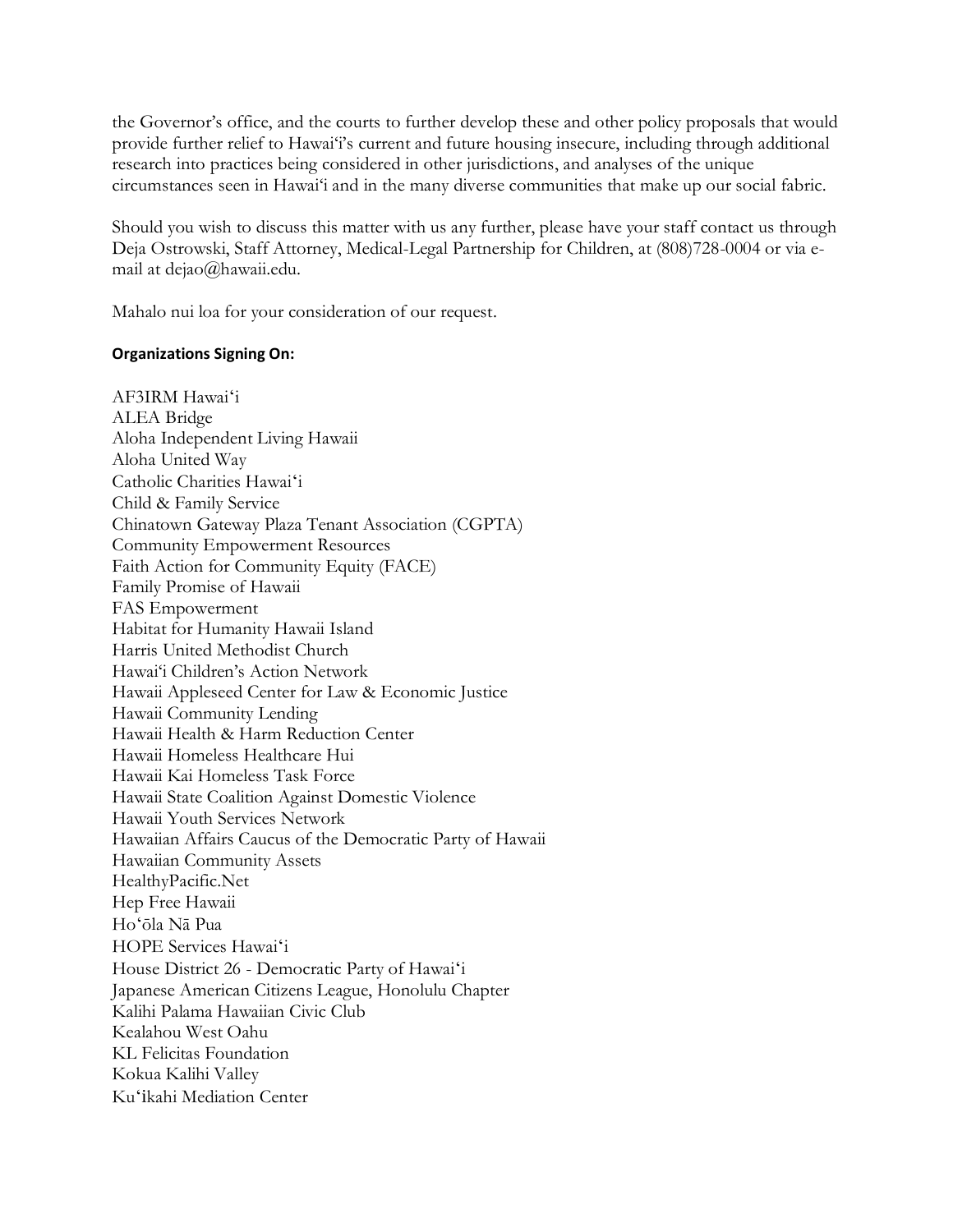the Governor's office, and the courts to further develop these and other policy proposals that would provide further relief to Hawai'i's current and future housing insecure, including through additional research into practices being considered in other jurisdictions, and analyses of the unique circumstances seen in Hawai'i and in the many diverse communities that make up our social fabric.

Should you wish to discuss this matter with us any further, please have your staff contact us through Deja Ostrowski, Staff Attorney, Medical-Legal Partnership for Children, at (808)728-0004 or via e-mail at dejao@hawaii.edu.

Mahalo nui loa for your consideration of our request.

**Organizations Signing On:**

AF3IRM Hawai'i
ALEA Bridge
Aloha Independent Living Hawaii
Aloha United Way
Catholic Charities Hawai'i
Child & Family Service
Chinatown Gateway Plaza Tenant Association (CGPTA)
Community Empowerment Resources
Faith Action for Community Equity (FACE)
Family Promise of Hawaii
FAS Empowerment
Habitat for Humanity Hawaii Island
Harris United Methodist Church
Hawai'i Children's Action Network
Hawaii Appleseed Center for Law & Economic Justice
Hawaii Community Lending
Hawaii Health & Harm Reduction Center
Hawaii Homeless Healthcare Hui
Hawaii Kai Homeless Task Force
Hawaii State Coalition Against Domestic Violence
Hawaii Youth Services Network
Hawaiian Affairs Caucus of the Democratic Party of Hawaii
Hawaiian Community Assets
HealthyPacific.Net
Hep Free Hawaii
Ho'ōla Nā Pua
HOPE Services Hawai'i
House District 26 - Democratic Party of Hawai'i
Japanese American Citizens League, Honolulu Chapter
Kalihi Palama Hawaiian Civic Club
Kealahou West Oahu
KL Felicitas Foundation
Kokua Kalihi Valley
Ku'ikahi Mediation Center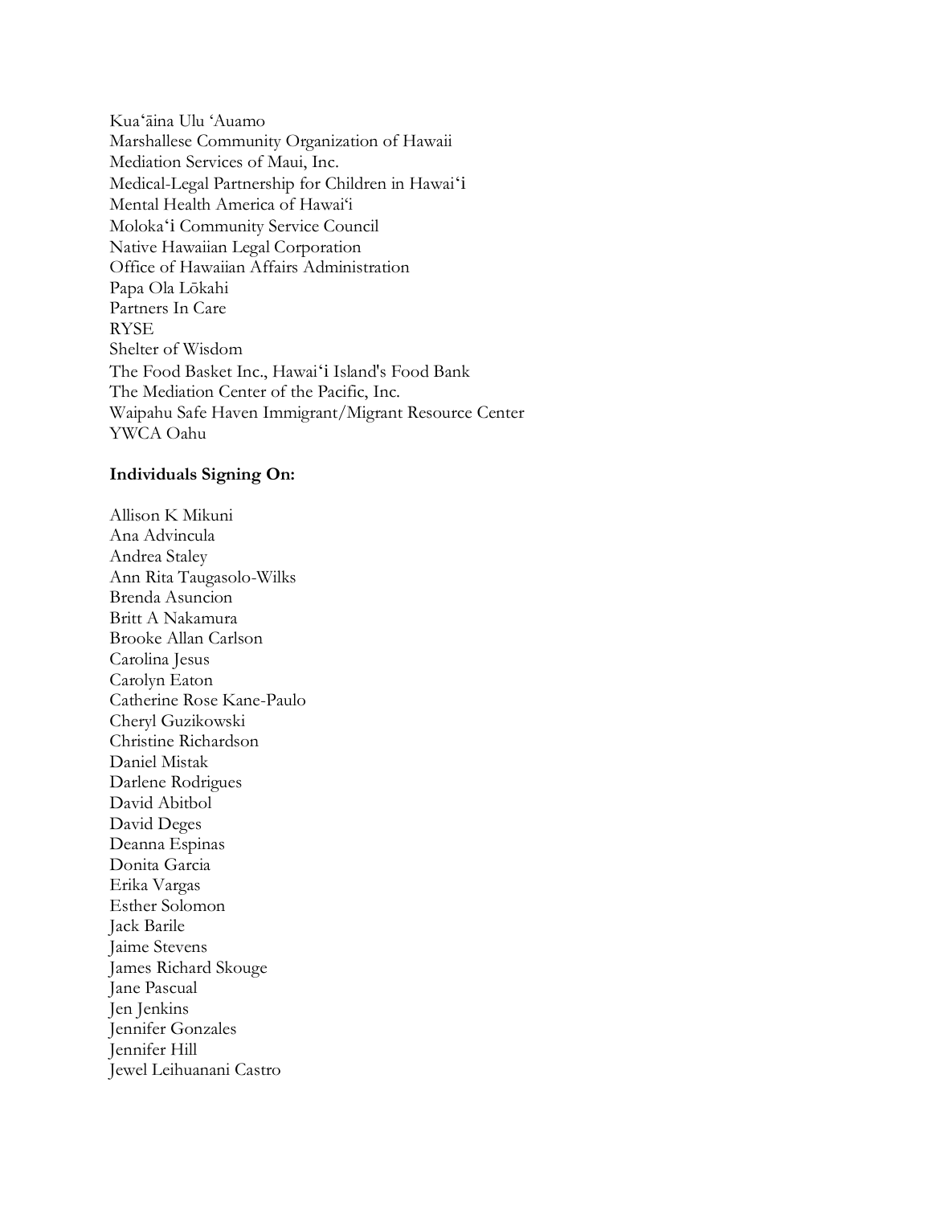Kuaʻāina Ulu ʻAuamo
Marshallese Community Organization of Hawaii
Mediation Services of Maui, Inc.
Medical-Legal Partnership for Children in Hawaiʻi
Mental Health America of Hawaiʻi
Molokaʻi Community Service Council
Native Hawaiian Legal Corporation
Office of Hawaiian Affairs Administration
Papa Ola Lōkahi
Partners In Care
RYSE
Shelter of Wisdom
The Food Basket Inc., Hawaiʻi Island's Food Bank
The Mediation Center of the Pacific, Inc.
Waipahu Safe Haven Immigrant/Migrant Resource Center
YWCA Oahu

**Individuals Signing On:**

Allison K Mikuni
Ana Advincula
Andrea Staley
Ann Rita Taugasolo-Wilks
Brenda Asuncion
Britt A Nakamura
Brooke Allan Carlson
Carolina Jesus
Carolyn Eaton
Catherine Rose Kane-Paulo
Cheryl Guzikowski
Christine Richardson
Daniel Mistak
Darlene Rodrigues
David Abitbol
David Deges
Deanna Espinas
Donita Garcia
Erika Vargas
Esther Solomon
Jack Barile
Jaime Stevens
James Richard Skouge
Jane Pascual
Jen Jenkins
Jennifer Gonzales
Jennifer Hill
Jewel Leihuanani Castro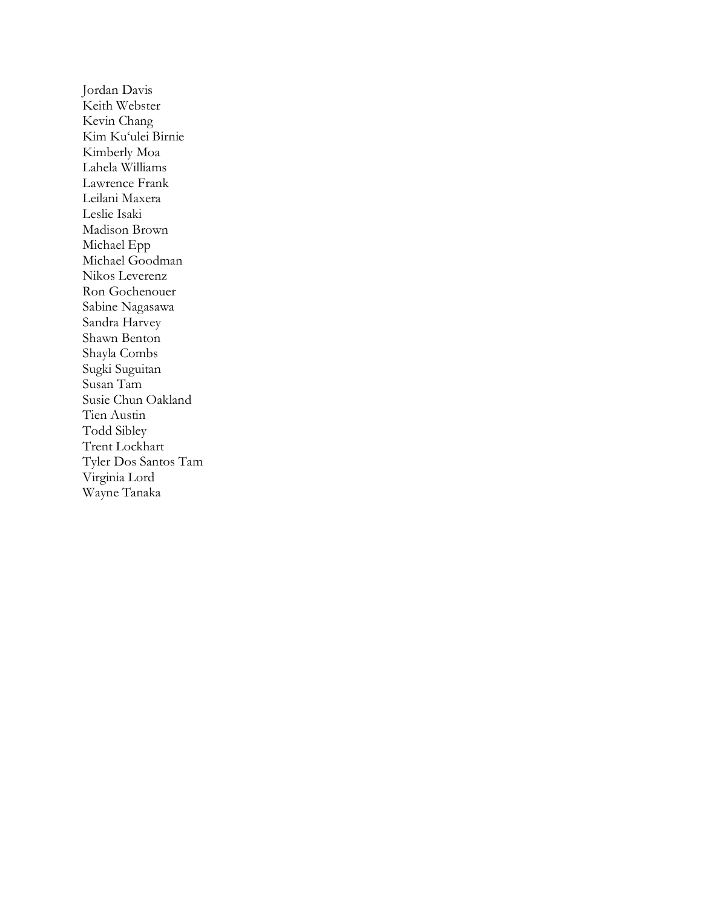Jordan Davis
Keith Webster
Kevin Chang
Kim Kuʻulei Birnie
Kimberly Moa
Lahela Williams
Lawrence Frank
Leilani Maxera
Leslie Isaki
Madison Brown
Michael Epp
Michael Goodman
Nikos Leverenz
Ron Gochenouer
Sabine Nagasawa
Sandra Harvey
Shawn Benton
Shayla Combs
Sugki Suguitan
Susan Tam
Susie Chun Oakland
Tien Austin
Todd Sibley
Trent Lockhart
Tyler Dos Santos Tam
Virginia Lord
Wayne Tanaka